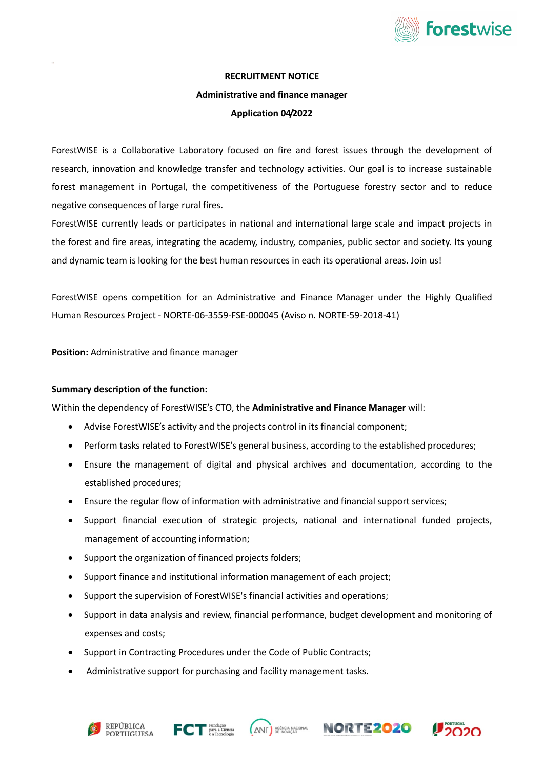**RECRUITMENT NOTICE**

**Administrative and finance manager**

**Application 04/2022**

ForestWISE is a Collaborative Laboratory focused on fire and forest issues through the development of research, innovation and knowledge transfer and technology activities. Our goal is to increase sustainable forest management in Portugal, the competitiveness of the Portuguese forestry sector and to reduce negative consequences of large rural fires.

ForestWISE currently leads or participates in national and international large scale and impact projects in the forest and fire areas, integrating the academy, industry, companies, public sector and society. Its young and dynamic team is looking for the best human resources in each its operational areas. Join us!

ForestWISE opens competition for an Administrative and Finance Manager under the Highly Qualified Human Resources Project - NORTE-06-3559-FSE-000045 (Aviso n. NORTE-59-2018-41)

**Position:** Administrative and finance manager

**Summary description of the function:**

Within the dependency of ForestWISE's CTO, the **Administrative and Finance Manager** will:

- Advise ForestWISE's activity and the projects control in its financial component;
- Perform tasks related to ForestWISE's general business, according to the established procedures;
- Ensure the management of digital and physical archives and documentation, according to the established procedures;
- Ensure the regular flow of information with administrative and financial support services;
- Support financial execution of strategic projects, national and international funded projects, management of accounting information;
- Support the organization of financed projects folders;
- Support finance and institutional information management of each project;
- Support the supervision of ForestWISE's financial activities and operations;
- Support in data analysis and review, financial performance, budget development and monitoring of expenses and costs;
- Support in Contracting Procedures under the Code of Public Contracts;
- Administrative support for purchasing and facility management tasks.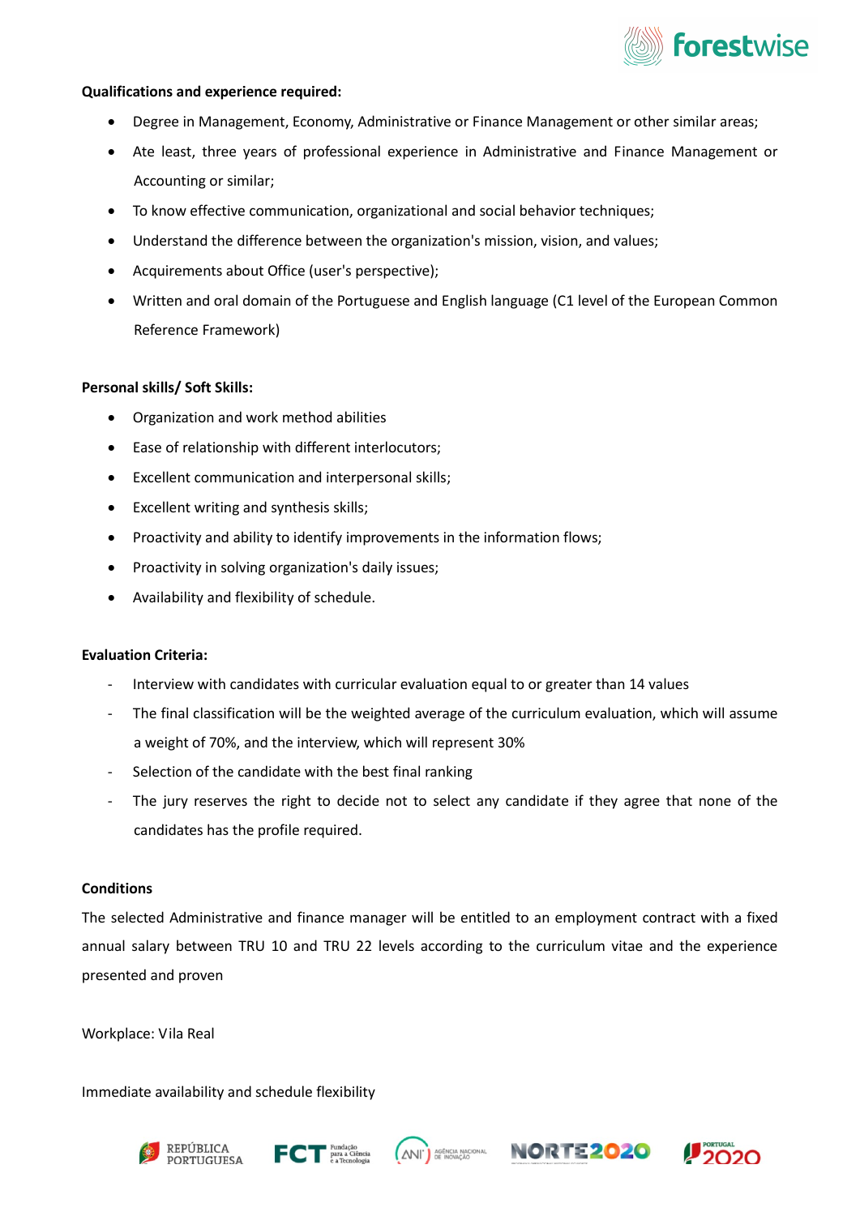**Qualifications and experience required:**

- Degree in Management, Economy, Administrative or Finance Management or other similar areas;
- Ate least, three years of professional experience in Administrative and Finance Management or Accounting or similar;
- To know effective communication, organizational and social behavior techniques;
- Understand the difference between the organization's mission, vision, and values;
- Acquirements about Office (user's perspective);
- Written and oral domain of the Portuguese and English language (C1 level of the European Common Reference Framework)

**Personal skills/ Soft Skills:**

- Organization and work method abilities
- Ease of relationship with different interlocutors;
- Excellent communication and interpersonal skills;
- Excellent writing and synthesis skills;
- Proactivity and ability to identify improvements in the information flows;
- Proactivity in solving organization's daily issues;
- Availability and flexibility of schedule.

**Evaluation Criteria:**

- Interview with candidates with curricular evaluation equal to or greater than 14 values
- The final classification will be the weighted average of the curriculum evaluation, which will assume a weight of 70%, and the interview, which will represent 30%
- Selection of the candidate with the best final ranking
- The jury reserves the right to decide not to select any candidate if they agree that none of the candidates has the profile required.

**Conditions**

The selected Administrative and finance manager will be entitled to an employment contract with a fixed annual salary between TRU 10 and TRU 22 levels according to the curriculum vitae and the experience presented and proven

Workplace: Vila Real

Immediate availability and schedule flexibility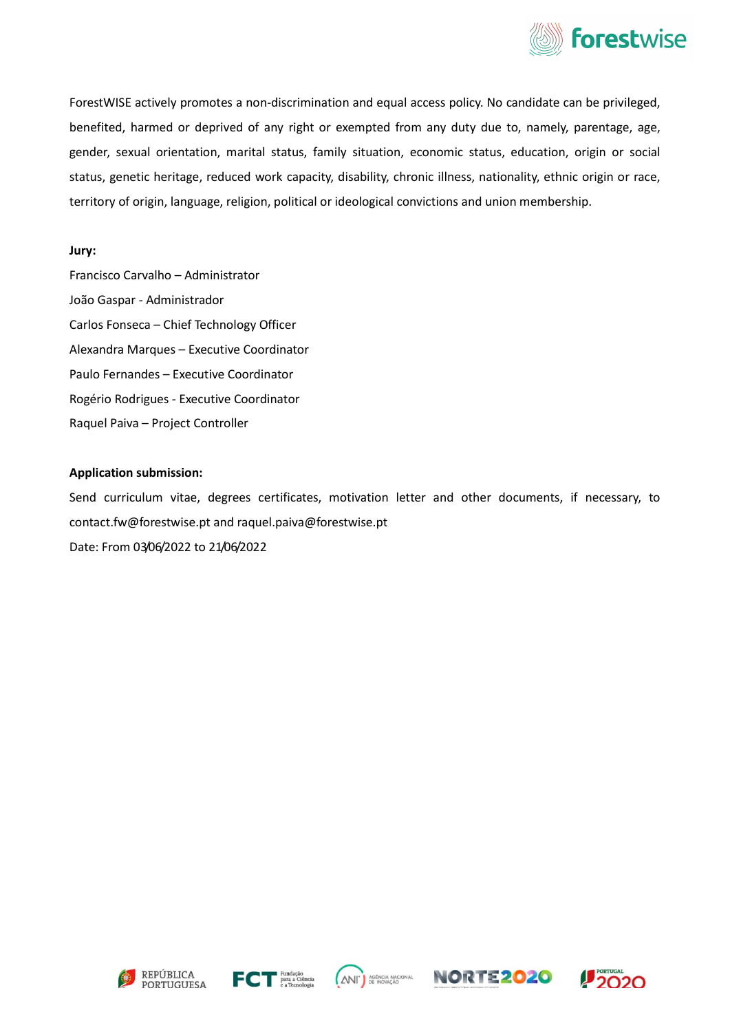ForestWISE actively promotes a non-discrimination and equal access policy. No candidate can be privileged, benefited, harmed or deprived of any right or exempted from any duty due to, namely, parentage, age, gender, sexual orientation, marital status, family situation, economic status, education, origin or social status, genetic heritage, reduced work capacity, disability, chronic illness, nationality, ethnic origin or race, territory of origin, language, religion, political or ideological convictions and union membership.

**Jury:**

Francisco Carvalho – Administrator

João Gaspar - Administrador

Carlos Fonseca – Chief Technology Officer

Alexandra Marques – Executive Coordinator

Paulo Fernandes – Executive Coordinator

Rogério Rodrigues - Executive Coordinator

Raquel Paiva – Project Controller

**Application submission:**

Send curriculum vitae, degrees certificates, motivation letter and other documents, if necessary, to contact.fw@forestwise.pt and raquel.paiva@forestwise.pt

Date: From 03/06/2022 to 21/06/2022